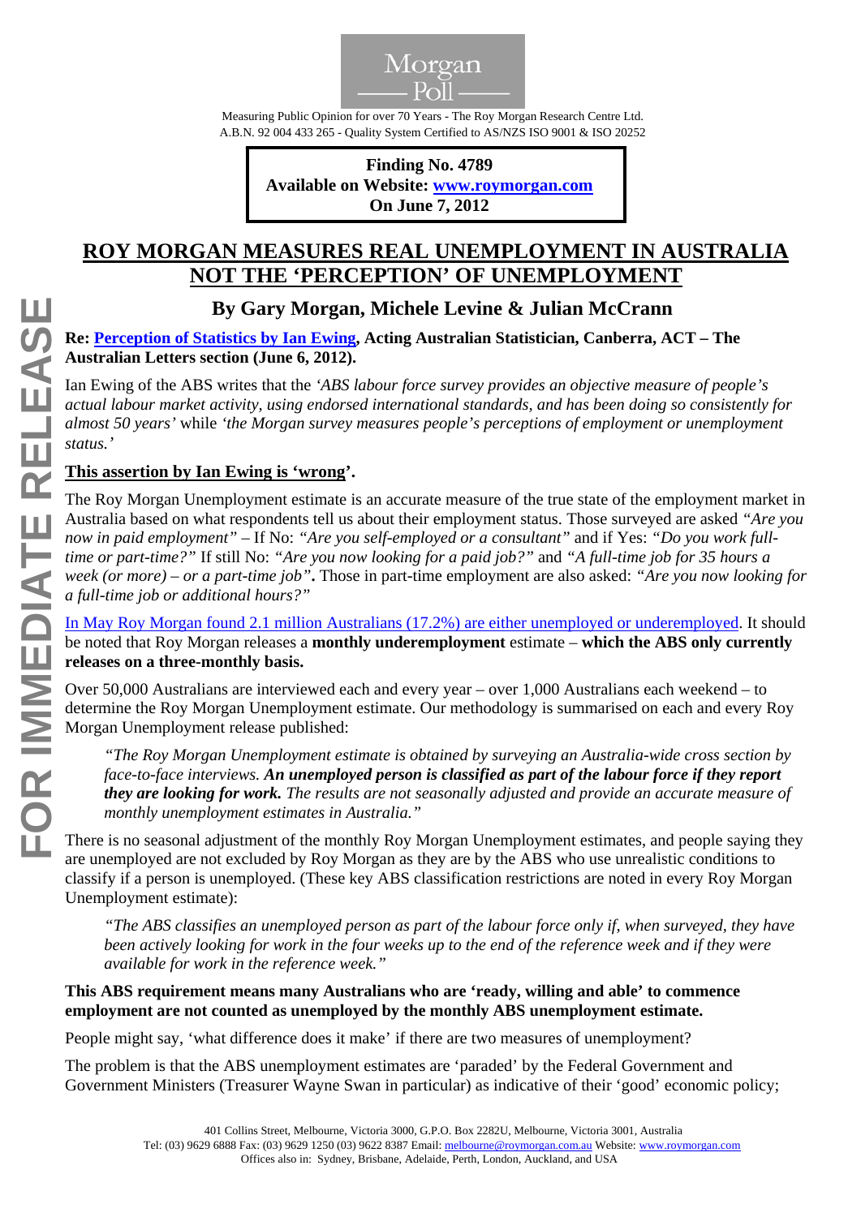Morgan Poll

Measuring Public Opinion for over 70 Years - The Roy Morgan Research Centre Ltd.
A.B.N. 92 004 433 265 - Quality System Certified to AS/NZS ISO 9001 & ISO 20252

**Finding No. 4789**
**Available on Website: www.roymorgan.com**
**On June 7, 2012**

# ROY MORGAN MEASURES REAL UNEMPLOYMENT IN AUSTRALIA NOT THE 'PERCEPTION' OF UNEMPLOYMENT

## By Gary Morgan, Michele Levine & Julian McCrann

**Re: Perception of Statistics by Ian Ewing, Acting Australian Statistician, Canberra, ACT – The Australian Letters section (June 6, 2012).**

Ian Ewing of the ABS writes that the *'ABS labour force survey provides an objective measure of people's actual labour market activity, using endorsed international standards, and has been doing so consistently for almost 50 years'* while *'the Morgan survey measures people's perceptions of employment or unemployment status.'*

**This assertion by Ian Ewing is 'wrong'.**

The Roy Morgan Unemployment estimate is an accurate measure of the true state of the employment market in Australia based on what respondents tell us about their employment status. Those surveyed are asked *"Are you now in paid employment"* – If No: *"Are you self-employed or a consultant"* and if Yes: *"Do you work full-time or part-time?"* If still No: *"Are you now looking for a paid job?"* and *"A full-time job for 35 hours a week (or more) – or a part-time job"***.** Those in part-time employment are also asked: *"Are you now looking for a full-time job or additional hours?"*

In May Roy Morgan found 2.1 million Australians (17.2%) are either unemployed or underemployed. It should be noted that Roy Morgan releases a **monthly underemployment** estimate – **which the ABS only currently releases on a three-monthly basis.**

Over 50,000 Australians are interviewed each and every year – over 1,000 Australians each weekend – to determine the Roy Morgan Unemployment estimate. Our methodology is summarised on each and every Roy Morgan Unemployment release published:

> *"The Roy Morgan Unemployment estimate is obtained by surveying an Australia-wide cross section by face-to-face interviews.* ***An unemployed person is classified as part of the labour force if they report they are looking for work.*** *The results are not seasonally adjusted and provide an accurate measure of monthly unemployment estimates in Australia."*

There is no seasonal adjustment of the monthly Roy Morgan Unemployment estimates, and people saying they are unemployed are not excluded by Roy Morgan as they are by the ABS who use unrealistic conditions to classify if a person is unemployed. (These key ABS classification restrictions are noted in every Roy Morgan Unemployment estimate):

> *"The ABS classifies an unemployed person as part of the labour force only if, when surveyed, they have been actively looking for work in the four weeks up to the end of the reference week and if they were available for work in the reference week."*

**This ABS requirement means many Australians who are 'ready, willing and able' to commence employment are not counted as unemployed by the monthly ABS unemployment estimate.**

People might say, 'what difference does it make' if there are two measures of unemployment?

The problem is that the ABS unemployment estimates are 'paraded' by the Federal Government and Government Ministers (Treasurer Wayne Swan in particular) as indicative of their 'good' economic policy;

FOR IMMEDIATE RELEASE

401 Collins Street, Melbourne, Victoria 3000, G.P.O. Box 2282U, Melbourne, Victoria 3001, Australia
Tel: (03) 9629 6888 Fax: (03) 9629 1250 (03) 9622 8387 Email: melbourne@roymorgan.com.au Website: www.roymorgan.com
Offices also in: Sydney, Brisbane, Adelaide, Perth, London, Auckland, and USA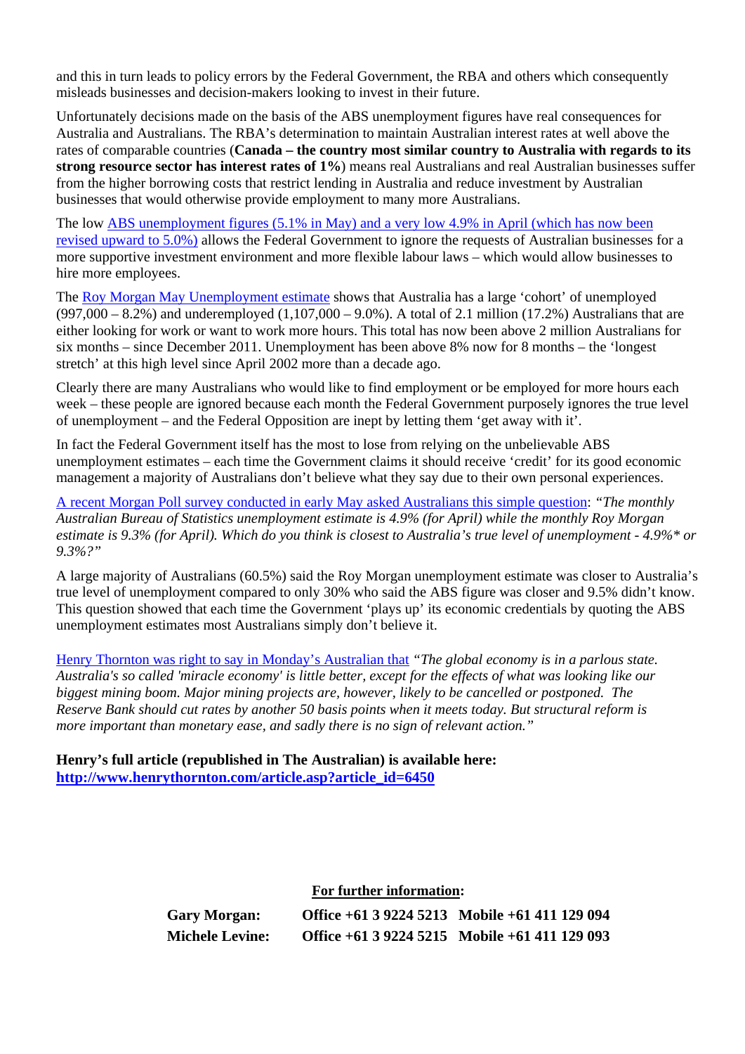and this in turn leads to policy errors by the Federal Government, the RBA and others which consequently misleads businesses and decision-makers looking to invest in their future.

Unfortunately decisions made on the basis of the ABS unemployment figures have real consequences for Australia and Australians. The RBA's determination to maintain Australian interest rates at well above the rates of comparable countries (**Canada – the country most similar country to Australia with regards to its strong resource sector has interest rates of 1%**) means real Australians and real Australian businesses suffer from the higher borrowing costs that restrict lending in Australia and reduce investment by Australian businesses that would otherwise provide employment to many more Australians.

The low ABS unemployment figures (5.1% in May) and a very low 4.9% in April (which has now been revised upward to 5.0%) allows the Federal Government to ignore the requests of Australian businesses for a more supportive investment environment and more flexible labour laws – which would allow businesses to hire more employees.

The Roy Morgan May Unemployment estimate shows that Australia has a large 'cohort' of unemployed (997,000 – 8.2%) and underemployed (1,107,000 – 9.0%). A total of 2.1 million (17.2%) Australians that are either looking for work or want to work more hours. This total has now been above 2 million Australians for six months – since December 2011. Unemployment has been above 8% now for 8 months – the 'longest stretch' at this high level since April 2002 more than a decade ago.

Clearly there are many Australians who would like to find employment or be employed for more hours each week – these people are ignored because each month the Federal Government purposely ignores the true level of unemployment – and the Federal Opposition are inept by letting them 'get away with it'.

In fact the Federal Government itself has the most to lose from relying on the unbelievable ABS unemployment estimates – each time the Government claims it should receive 'credit' for its good economic management a majority of Australians don't believe what they say due to their own personal experiences.

A recent Morgan Poll survey conducted in early May asked Australians this simple question: *"The monthly Australian Bureau of Statistics unemployment estimate is 4.9% (for April) while the monthly Roy Morgan estimate is 9.3% (for April). Which do you think is closest to Australia's true level of unemployment - 4.9%* or 9.3%?"*

A large majority of Australians (60.5%) said the Roy Morgan unemployment estimate was closer to Australia's true level of unemployment compared to only 30% who said the ABS figure was closer and 9.5% didn't know. This question showed that each time the Government 'plays up' its economic credentials by quoting the ABS unemployment estimates most Australians simply don't believe it.

Henry Thornton was right to say in Monday's Australian that *"The global economy is in a parlous state. Australia's so called 'miracle economy' is little better, except for the effects of what was looking like our biggest mining boom. Major mining projects are, however, likely to be cancelled or postponed. The Reserve Bank should cut rates by another 50 basis points when it meets today. But structural reform is more important than monetary ease, and sadly there is no sign of relevant action."*

**Henry's full article (republished in The Australian) is available here: http://www.henrythornton.com/article.asp?article_id=6450**

**For further information:**

| | | |
|---|---|---|
| **Gary Morgan:** | **Office +61 3 9224 5213** | **Mobile +61 411 129 094** |
| **Michele Levine:** | **Office +61 3 9224 5215** | **Mobile +61 411 129 093** |